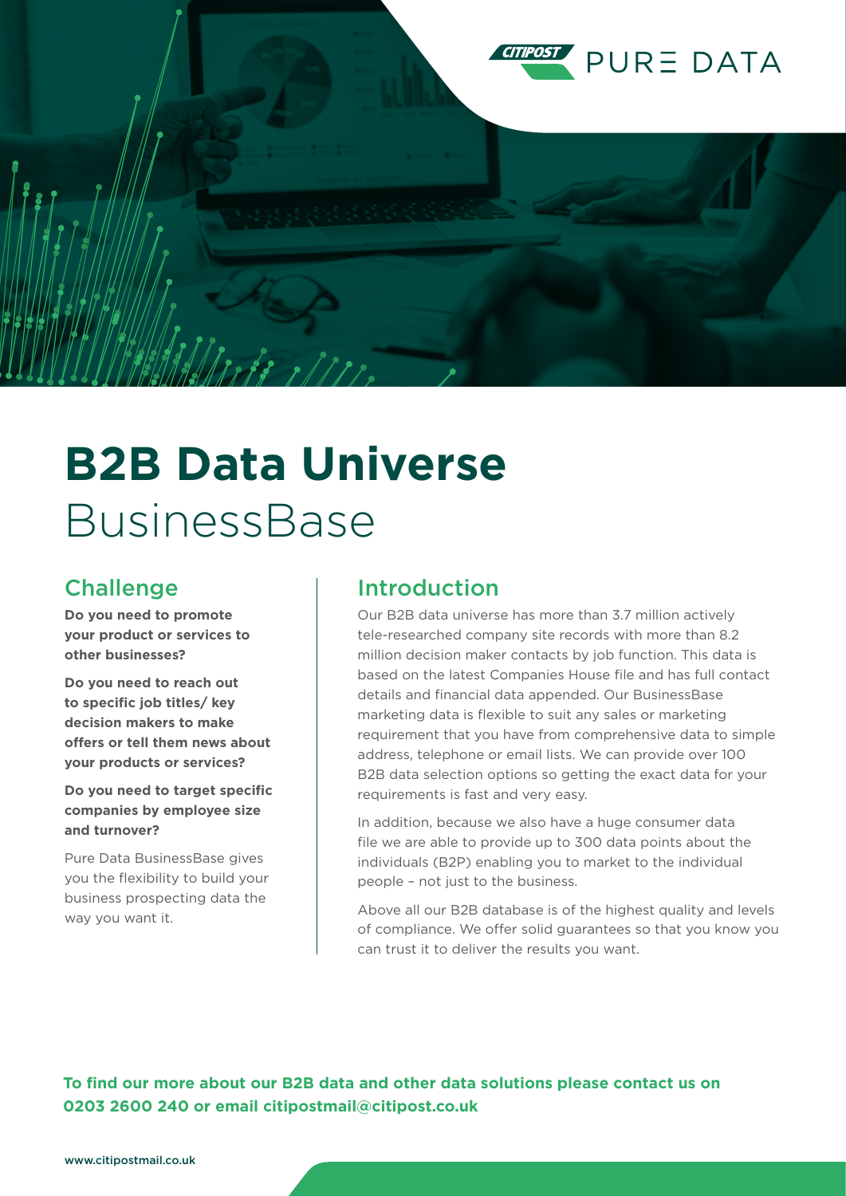CITIPOST PURE DATA

# B2B Data Universe
## BusinessBase

### Challenge

**Do you need to promote your product or services to other businesses?**

**Do you need to reach out to specific job titles/ key decision makers to make offers or tell them news about your products or services?**

**Do you need to target specific companies by employee size and turnover?**

Pure Data BusinessBase gives you the flexibility to build your business prospecting data the way you want it.

### Introduction

Our B2B data universe has more than 3.7 million actively tele-researched company site records with more than 8.2 million decision maker contacts by job function. This data is based on the latest Companies House file and has full contact details and financial data appended. Our BusinessBase marketing data is flexible to suit any sales or marketing requirement that you have from comprehensive data to simple address, telephone or email lists. We can provide over 100 B2B data selection options so getting the exact data for your requirements is fast and very easy.

In addition, because we also have a huge consumer data file we are able to provide up to 300 data points about the individuals (B2P) enabling you to market to the individual people – not just to the business.

Above all our B2B database is of the highest quality and levels of compliance. We offer solid guarantees so that you know you can trust it to deliver the results you want.

**To find our more about our B2B data and other data solutions please contact us on 0203 2600 240 or email citipostmail@citipost.co.uk**

www.citipostmail.co.uk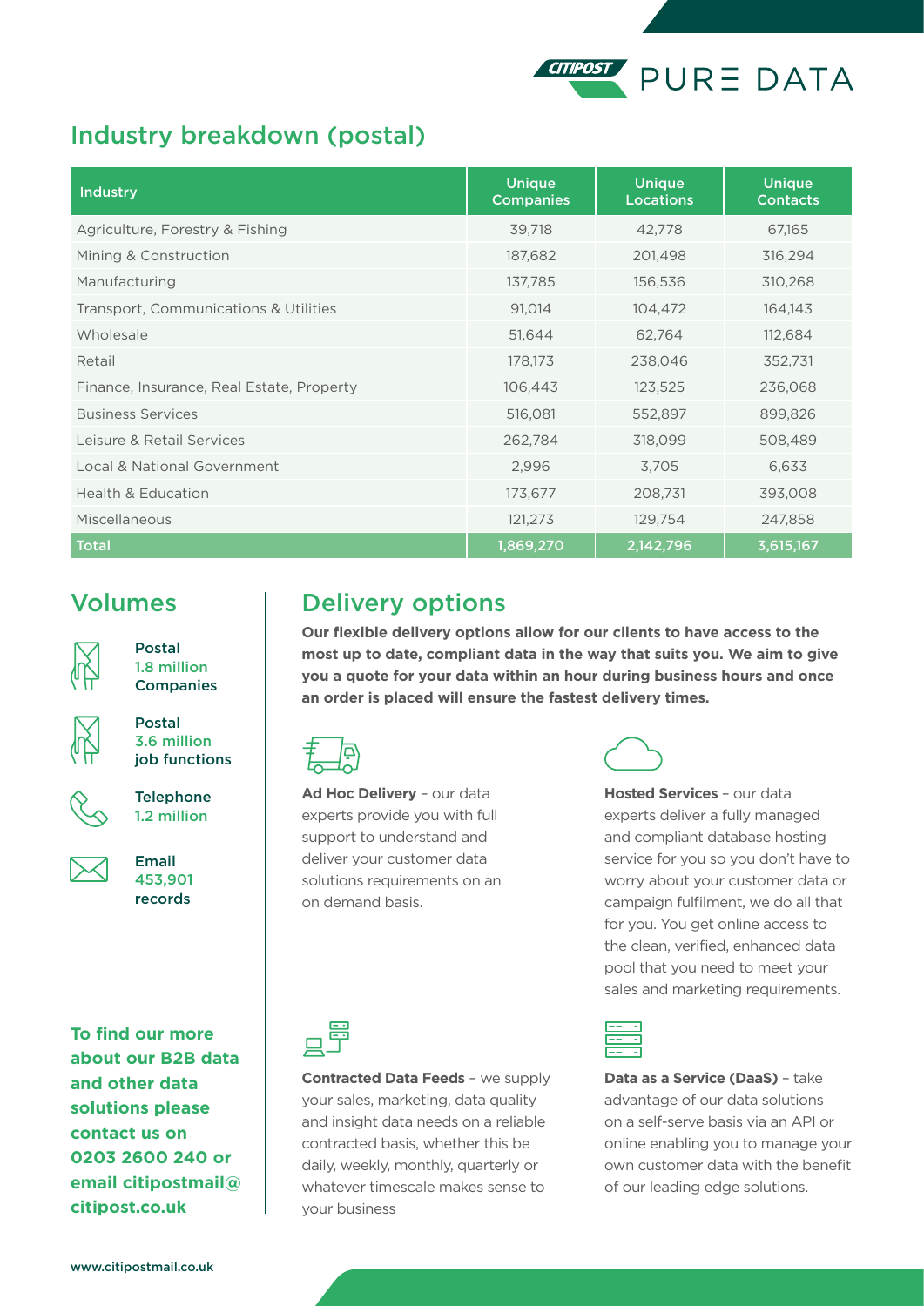## Industry breakdown (postal)

| Industry | Unique Companies | Unique Locations | Unique Contacts |
|---|---|---|---|
| Agriculture, Forestry & Fishing | 39,718 | 42,778 | 67,165 |
| Mining & Construction | 187,682 | 201,498 | 316,294 |
| Manufacturing | 137,785 | 156,536 | 310,268 |
| Transport, Communications & Utilities | 91,014 | 104,472 | 164,143 |
| Wholesale | 51,644 | 62,764 | 112,684 |
| Retail | 178,173 | 238,046 | 352,731 |
| Finance, Insurance, Real Estate, Property | 106,443 | 123,525 | 236,068 |
| Business Services | 516,081 | 552,897 | 899,826 |
| Leisure & Retail Services | 262,784 | 318,099 | 508,489 |
| Local & National Government | 2,996 | 3,705 | 6,633 |
| Health & Education | 173,677 | 208,731 | 393,008 |
| Miscellaneous | 121,273 | 129,754 | 247,858 |
| **Total** | **1,869,270** | **2,142,796** | **3,615,167** |

## Volumes

Postal
1.8 million
Companies

Postal
3.6 million
job functions

Telephone
1.2 million

Email
453,901
records

**To find our more about our B2B data and other data solutions please contact us on 0203 2600 240 or email citipostmail@citipost.co.uk**

## Delivery options

**Our flexible delivery options allow for our clients to have access to the most up to date, compliant data in the way that suits you. We aim to give you a quote for your data within an hour during business hours and once an order is placed will ensure the fastest delivery times.**

**Ad Hoc Delivery** – our data experts provide you with full support to understand and deliver your customer data solutions requirements on an on demand basis.

**Hosted Services** – our data experts deliver a fully managed and compliant database hosting service for you so you don't have to worry about your customer data or campaign fulfilment, we do all that for you. You get online access to the clean, verified, enhanced data pool that you need to meet your sales and marketing requirements.

**Contracted Data Feeds** – we supply your sales, marketing, data quality and insight data needs on a reliable contracted basis, whether this be daily, weekly, monthly, quarterly or whatever timescale makes sense to your business

**Data as a Service (DaaS)** – take advantage of our data solutions on a self-serve basis via an API or online enabling you to manage your own customer data with the benefit of our leading edge solutions.

www.citipostmail.co.uk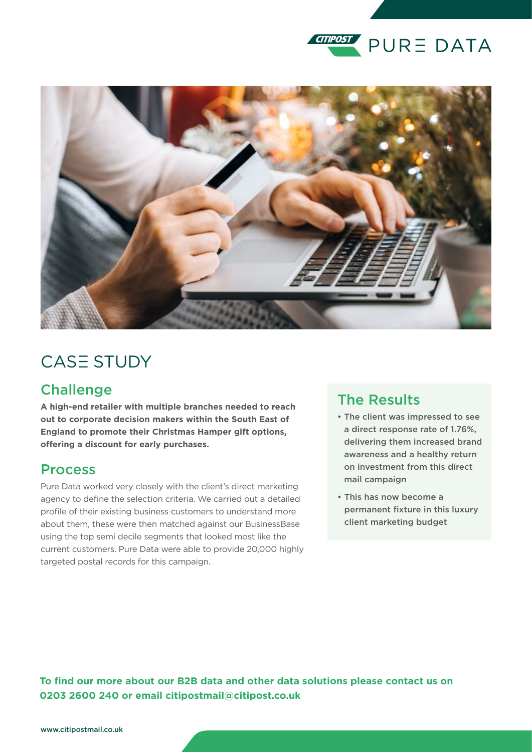# CASE STUDY

## Challenge

**A high-end retailer with multiple branches needed to reach out to corporate decision makers within the South East of England to promote their Christmas Hamper gift options, offering a discount for early purchases.**

## Process

Pure Data worked very closely with the client's direct marketing agency to define the selection criteria. We carried out a detailed profile of their existing business customers to understand more about them, these were then matched against our BusinessBase using the top semi decile segments that looked most like the current customers. Pure Data were able to provide 20,000 highly targeted postal records for this campaign.

## The Results

- The client was impressed to see a direct response rate of 1.76%, delivering them increased brand awareness and a healthy return on investment from this direct mail campaign
- This has now become a permanent fixture in this luxury client marketing budget

**To find our more about our B2B data and other data solutions please contact us on 0203 2600 240 or email citipostmail@citipost.co.uk**

www.citipostmail.co.uk